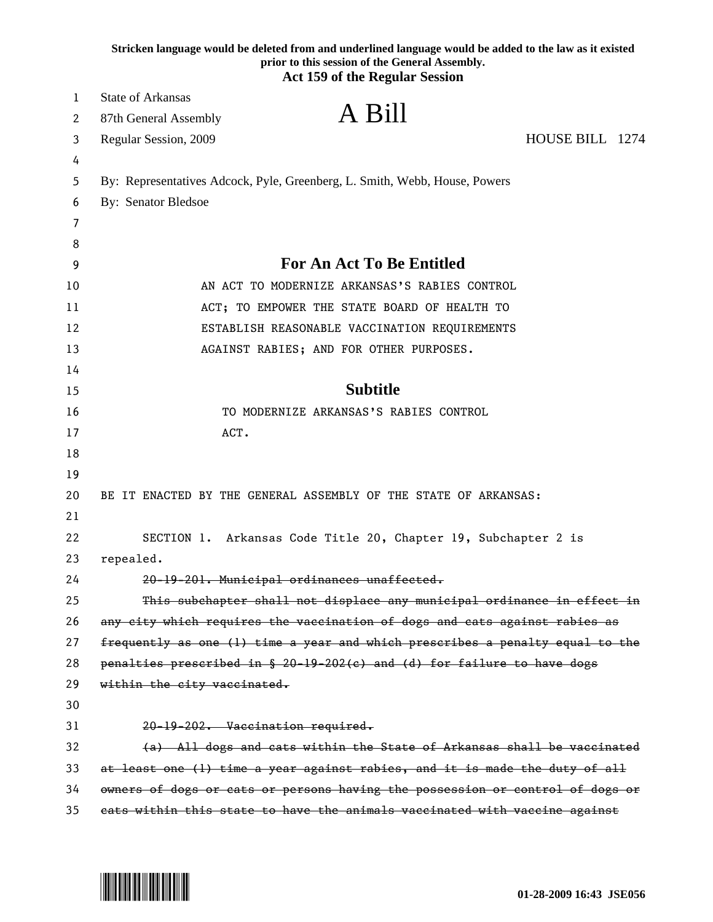Stricken language would be deleted from and underlined language would be added to the law as it existed prior to this session of the General Assembly.

**Act 159 of the Regular Session**

State of Arkansas
87th General Assembly
Regular Session, 2009

# A Bill

HOUSE BILL 1274

By: Representatives Adcock, Pyle, Greenberg, L. Smith, Webb, House, Powers
By: Senator Bledsoe

## For An Act To Be Entitled

AN ACT TO MODERNIZE ARKANSAS'S RABIES CONTROL ACT; TO EMPOWER THE STATE BOARD OF HEALTH TO ESTABLISH REASONABLE VACCINATION REQUIREMENTS AGAINST RABIES; AND FOR OTHER PURPOSES.

## Subtitle

TO MODERNIZE ARKANSAS'S RABIES CONTROL ACT.

BE IT ENACTED BY THE GENERAL ASSEMBLY OF THE STATE OF ARKANSAS:

SECTION 1. Arkansas Code Title 20, Chapter 19, Subchapter 2 is repealed.

~~20-19-201. Municipal ordinances unaffected.~~

~~This subchapter shall not displace any municipal ordinance in effect in any city which requires the vaccination of dogs and cats against rabies as frequently as one (1) time a year and which prescribes a penalty equal to the penalties prescribed in § 20-19-202(c) and (d) for failure to have dogs within the city vaccinated.~~

~~20-19-202. Vaccination required.~~

~~(a) All dogs and cats within the State of Arkansas shall be vaccinated at least one (1) time a year against rabies, and it is made the duty of all owners of dogs or cats or persons having the possession or control of dogs or cats within this state to have the animals vaccinated with vaccine against~~

01-28-2009 16:43 JSE056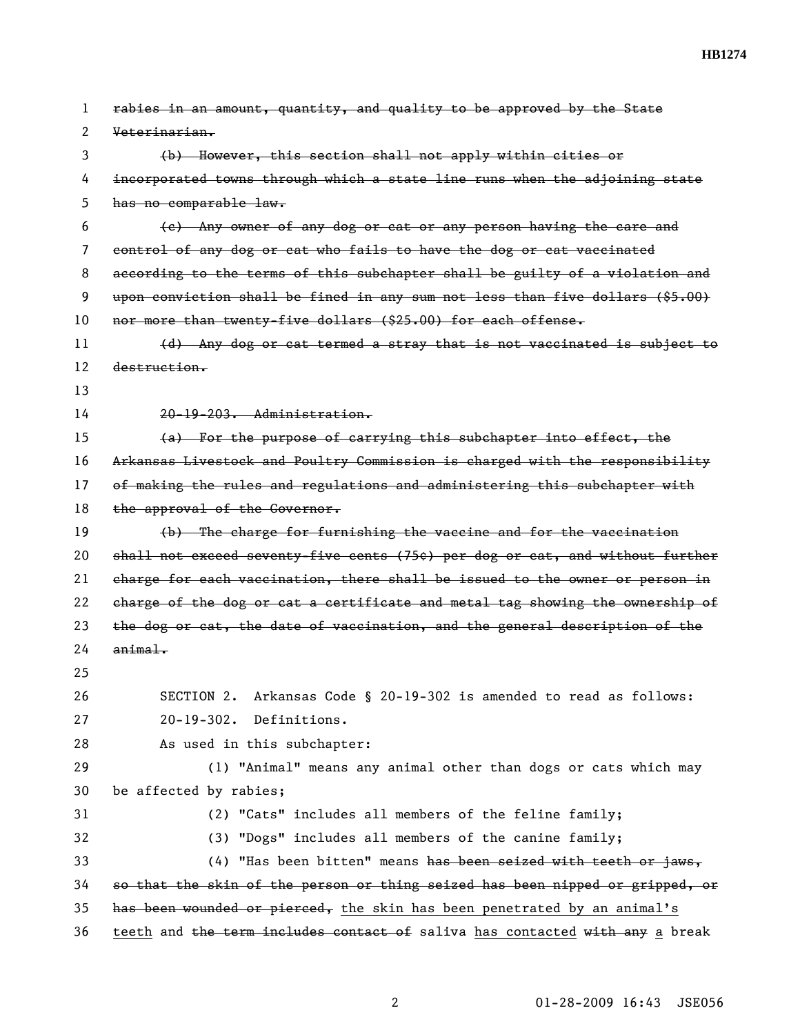~~rabies in an amount, quantity, and quality to be approved by the State Veterinarian.~~

~~(b) However, this section shall not apply within cities or incorporated towns through which a state line runs when the adjoining state has no comparable law.~~

~~(c) Any owner of any dog or cat or any person having the care and control of any dog or cat who fails to have the dog or cat vaccinated according to the terms of this subchapter shall be guilty of a violation and upon conviction shall be fined in any sum not less than five dollars ($5.00) nor more than twenty-five dollars ($25.00) for each offense.~~

~~(d) Any dog or cat termed a stray that is not vaccinated is subject to destruction.~~

~~20-19-203. Administration.~~

~~(a) For the purpose of carrying this subchapter into effect, the Arkansas Livestock and Poultry Commission is charged with the responsibility of making the rules and regulations and administering this subchapter with the approval of the Governor.~~

~~(b) The charge for furnishing the vaccine and for the vaccination shall not exceed seventy-five cents (75¢) per dog or cat, and without further charge for each vaccination, there shall be issued to the owner or person in charge of the dog or cat a certificate and metal tag showing the ownership of the dog or cat, the date of vaccination, and the general description of the animal.~~

SECTION 2. Arkansas Code § 20-19-302 is amended to read as follows:

20-19-302. Definitions.

As used in this subchapter:

(1) "Animal" means any animal other than dogs or cats which may be affected by rabies;

(2) "Cats" includes all members of the feline family;

(3) "Dogs" includes all members of the canine family;

(4) "Has been bitten" means ~~has been seized with teeth or jaws, so that the skin of the person or thing seized has been nipped or gripped, or has been wounded or pierced,~~ <u>the skin has been penetrated by an animal's teeth</u> and ~~the term includes contact of~~ saliva <u>has contacted</u> ~~with any~~ <u>a</u> break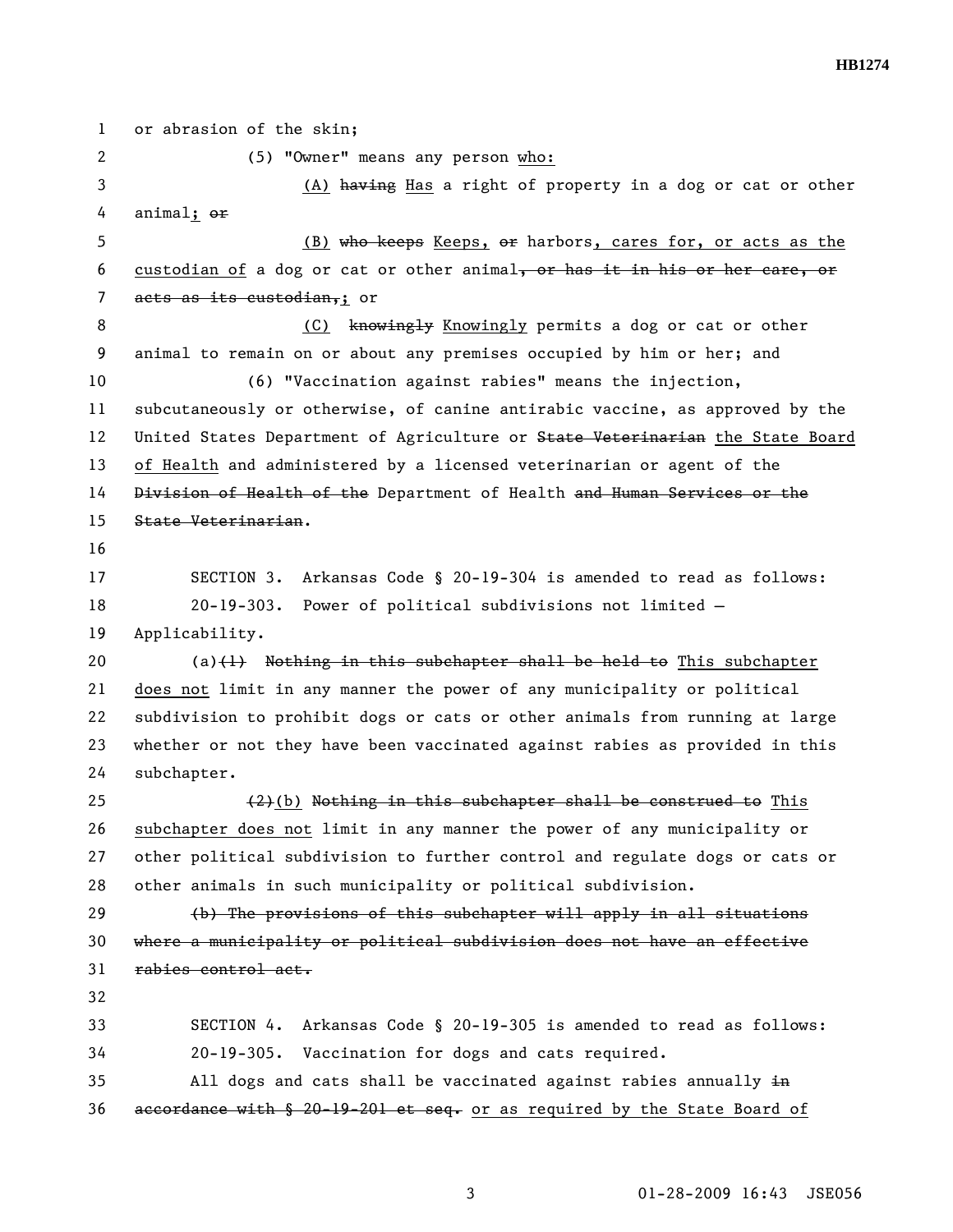or abrasion of the skin;

(5) "Owner" means any person who:

(A) ~~having~~ Has a right of property in a dog or cat or other animal; ~~or~~

(B) ~~who keeps~~ Keeps, ~~or~~ harbors, cares for, or acts as the custodian of a dog or cat or other animal~~, or has it in his or her care, or acts as its custodian,~~; or

(C) ~~knowingly~~ Knowingly permits a dog or cat or other animal to remain on or about any premises occupied by him or her; and

(6) "Vaccination against rabies" means the injection, subcutaneously or otherwise, of canine antirabic vaccine, as approved by the United States Department of Agriculture or ~~State Veterinarian~~ the State Board of Health and administered by a licensed veterinarian or agent of the ~~Division of Health of the~~ Department of Health ~~and Human Services or the State Veterinarian~~.

SECTION 3. Arkansas Code § 20-19-304 is amended to read as follows:

20-19-303. Power of political subdivisions not limited — Applicability.

(a)~~(1)~~ ~~Nothing in this subchapter shall be held to~~ This subchapter does not limit in any manner the power of any municipality or political subdivision to prohibit dogs or cats or other animals from running at large whether or not they have been vaccinated against rabies as provided in this subchapter.

~~(2)~~(b) ~~Nothing in this subchapter shall be construed to~~ This subchapter does not limit in any manner the power of any municipality or other political subdivision to further control and regulate dogs or cats or other animals in such municipality or political subdivision.

~~(b) The provisions of this subchapter will apply in all situations where a municipality or political subdivision does not have an effective rabies control act.~~

SECTION 4. Arkansas Code § 20-19-305 is amended to read as follows:

20-19-305. Vaccination for dogs and cats required.

All dogs and cats shall be vaccinated against rabies annually ~~in accordance with § 20-19-201 et seq.~~ or as required by the State Board of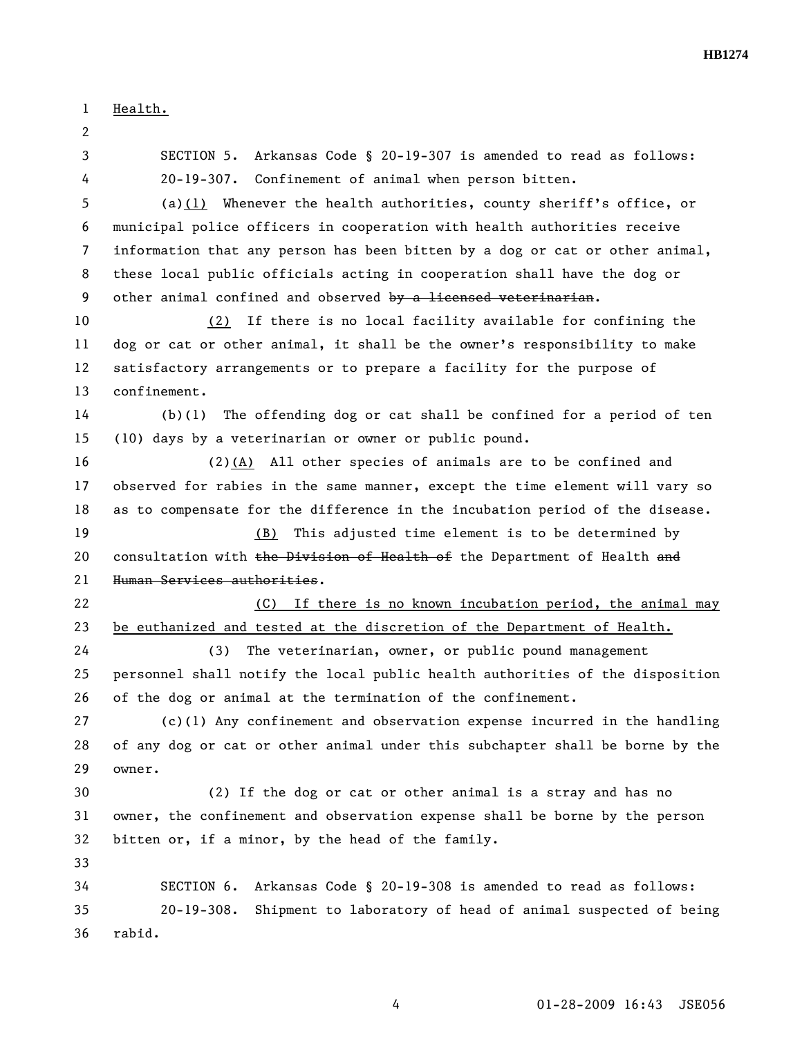<u>Health.</u>

SECTION 5. Arkansas Code § 20-19-307 is amended to read as follows:

20-19-307. Confinement of animal when person bitten.

(a)<u>(1)</u> Whenever the health authorities, county sheriff's office, or municipal police officers in cooperation with health authorities receive information that any person has been bitten by a dog or cat or other animal, these local public officials acting in cooperation shall have the dog or other animal confined and observed ~~by a licensed veterinarian~~.

<u>(2)</u> If there is no local facility available for confining the dog or cat or other animal, it shall be the owner's responsibility to make satisfactory arrangements or to prepare a facility for the purpose of confinement.

(b)(1) The offending dog or cat shall be confined for a period of ten (10) days by a veterinarian or owner or public pound.

(2)<u>(A)</u> All other species of animals are to be confined and observed for rabies in the same manner, except the time element will vary so as to compensate for the difference in the incubation period of the disease.

<u>(B)</u> This adjusted time element is to be determined by consultation with ~~the Division of Health of~~ the Department of Health ~~and Human Services authorities~~.

<u>(C) If there is no known incubation period, the animal may be euthanized and tested at the discretion of the Department of Health.</u>

(3) The veterinarian, owner, or public pound management personnel shall notify the local public health authorities of the disposition of the dog or animal at the termination of the confinement.

(c)(1) Any confinement and observation expense incurred in the handling of any dog or cat or other animal under this subchapter shall be borne by the owner.

(2) If the dog or cat or other animal is a stray and has no owner, the confinement and observation expense shall be borne by the person bitten or, if a minor, by the head of the family.

SECTION 6. Arkansas Code § 20-19-308 is amended to read as follows:

20-19-308. Shipment to laboratory of head of animal suspected of being rabid.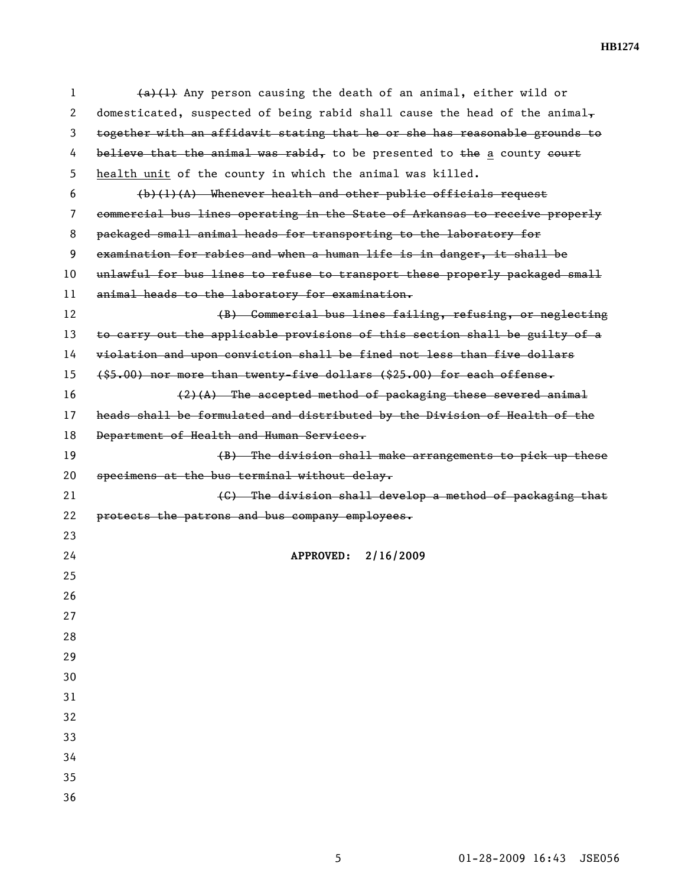~~(a)(1)~~ Any person causing the death of an animal, either wild or domesticated, suspected of being rabid shall cause the head of the animal~~, together with an affidavit stating that he or she has reasonable grounds to believe that the animal was rabid,~~ to be presented to ~~the~~ a county ~~court~~ health unit of the county in which the animal was killed.

~~(b)(1)(A) Whenever health and other public officials request commercial bus lines operating in the State of Arkansas to receive properly packaged small animal heads for transporting to the laboratory for examination for rabies and when a human life is in danger, it shall be unlawful for bus lines to refuse to transport these properly packaged small animal heads to the laboratory for examination.~~

~~(B) Commercial bus lines failing, refusing, or neglecting to carry out the applicable provisions of this section shall be guilty of a violation and upon conviction shall be fined not less than five dollars ($5.00) nor more than twenty-five dollars ($25.00) for each offense.~~

~~(2)(A) The accepted method of packaging these severed animal heads shall be formulated and distributed by the Division of Health of the Department of Health and Human Services.~~

~~(B) The division shall make arrangements to pick up these specimens at the bus terminal without delay.~~

~~(C) The division shall develop a method of packaging that protects the patrons and bus company employees.~~

**APPROVED: 2/16/2009**